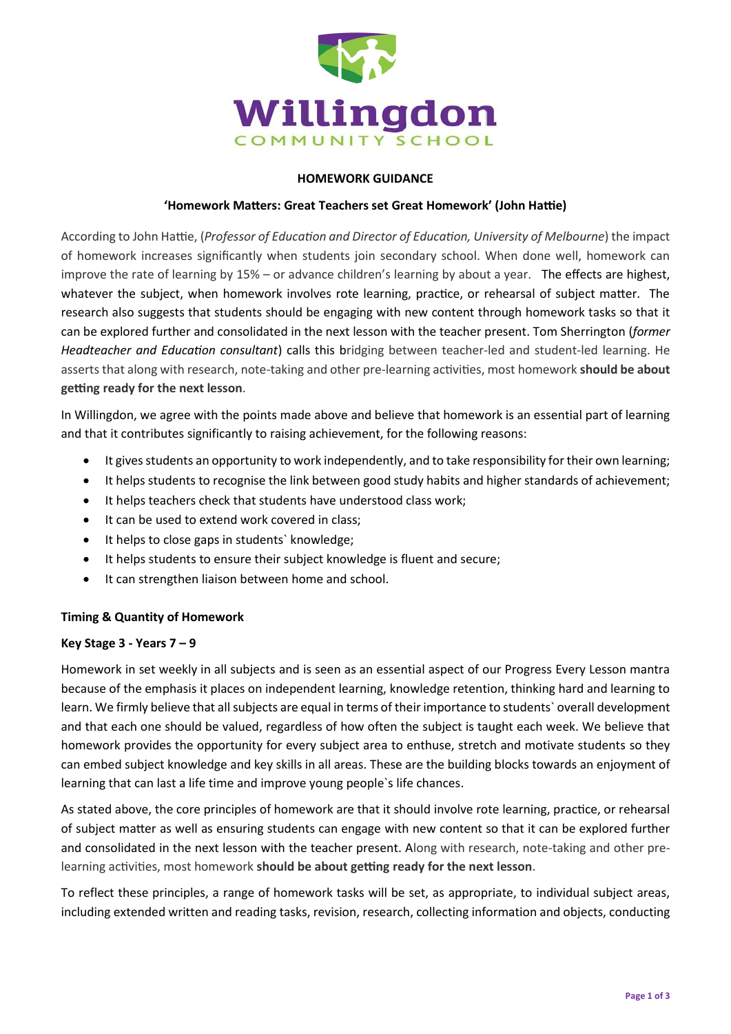**Willingdon**
COMMUNITY SCHOOL

# HOMEWORK GUIDANCE

## 'Homework Matters: Great Teachers set Great Homework' (John Hattie)

According to John Hattie, (*Professor of Education and Director of Education, University of Melbourne*) the impact of homework increases significantly when students join secondary school. When done well, homework can improve the rate of learning by 15% – or advance children's learning by about a year. The effects are highest, whatever the subject, when homework involves rote learning, practice, or rehearsal of subject matter. The research also suggests that students should be engaging with new content through homework tasks so that it can be explored further and consolidated in the next lesson with the teacher present. Tom Sherrington (*former Headteacher and Education consultant*) calls this bridging between teacher-led and student-led learning. He asserts that along with research, note-taking and other pre-learning activities, most homework **should be about getting ready for the next lesson**.

In Willingdon, we agree with the points made above and believe that homework is an essential part of learning and that it contributes significantly to raising achievement, for the following reasons:

- It gives students an opportunity to work independently, and to take responsibility for their own learning;
- It helps students to recognise the link between good study habits and higher standards of achievement;
- It helps teachers check that students have understood class work;
- It can be used to extend work covered in class;
- It helps to close gaps in students` knowledge;
- It helps students to ensure their subject knowledge is fluent and secure;
- It can strengthen liaison between home and school.

### Timing & Quantity of Homework

#### Key Stage 3 - Years 7 – 9

Homework in set weekly in all subjects and is seen as an essential aspect of our Progress Every Lesson mantra because of the emphasis it places on independent learning, knowledge retention, thinking hard and learning to learn. We firmly believe that all subjects are equal in terms of their importance to students` overall development and that each one should be valued, regardless of how often the subject is taught each week. We believe that homework provides the opportunity for every subject area to enthuse, stretch and motivate students so they can embed subject knowledge and key skills in all areas. These are the building blocks towards an enjoyment of learning that can last a life time and improve young people`s life chances.

As stated above, the core principles of homework are that it should involve rote learning, practice, or rehearsal of subject matter as well as ensuring students can engage with new content so that it can be explored further and consolidated in the next lesson with the teacher present. Along with research, note-taking and other pre-learning activities, most homework **should be about getting ready for the next lesson**.

To reflect these principles, a range of homework tasks will be set, as appropriate, to individual subject areas, including extended written and reading tasks, revision, research, collecting information and objects, conducting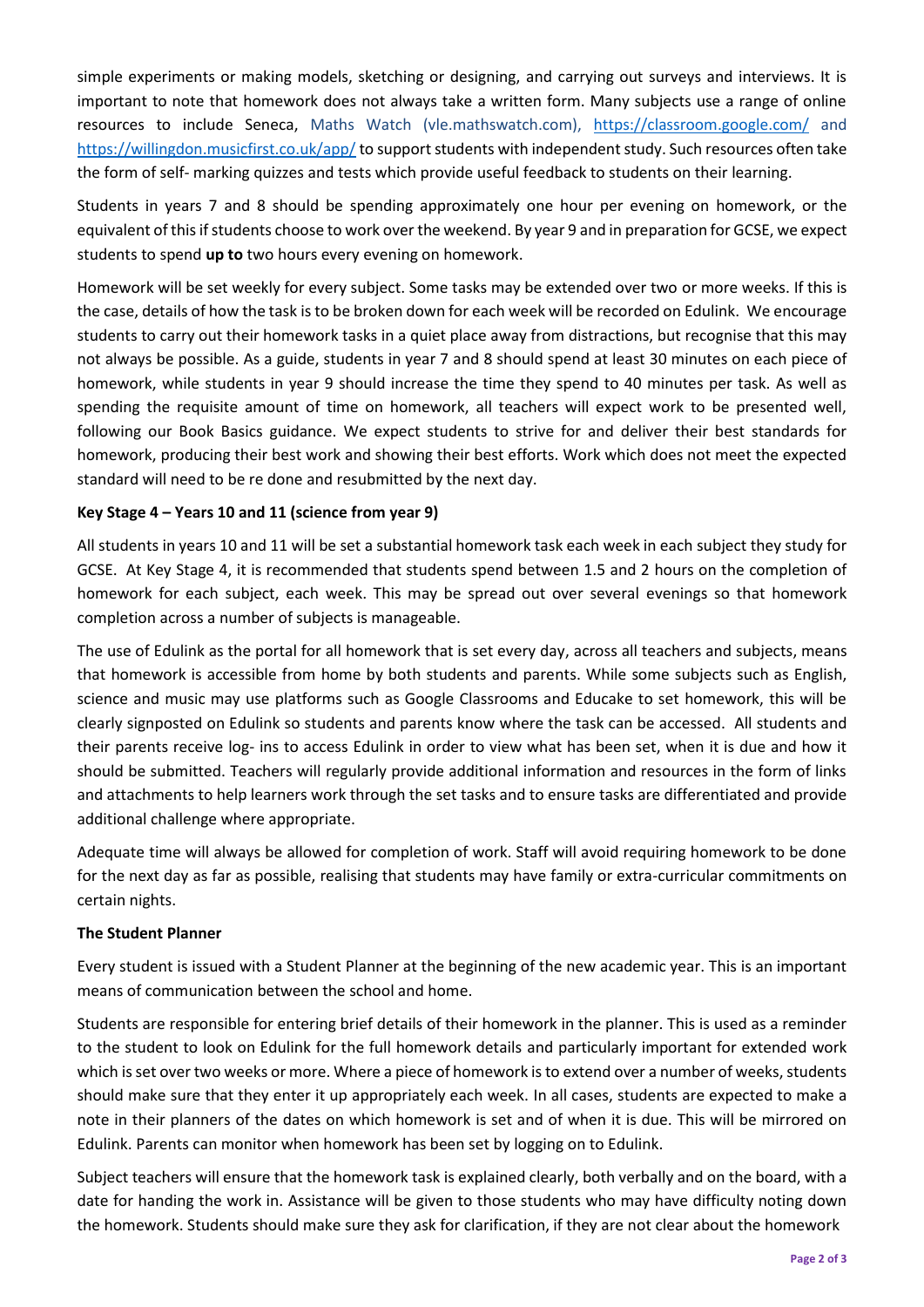simple experiments or making models, sketching or designing, and carrying out surveys and interviews. It is important to note that homework does not always take a written form. Many subjects use a range of online resources to include Seneca, Maths Watch (vle.mathswatch.com), https://classroom.google.com/ and https://willingdon.musicfirst.co.uk/app/ to support students with independent study. Such resources often take the form of self- marking quizzes and tests which provide useful feedback to students on their learning.

Students in years 7 and 8 should be spending approximately one hour per evening on homework, or the equivalent of this if students choose to work over the weekend. By year 9 and in preparation for GCSE, we expect students to spend **up to** two hours every evening on homework.

Homework will be set weekly for every subject. Some tasks may be extended over two or more weeks. If this is the case, details of how the task is to be broken down for each week will be recorded on Edulink. We encourage students to carry out their homework tasks in a quiet place away from distractions, but recognise that this may not always be possible. As a guide, students in year 7 and 8 should spend at least 30 minutes on each piece of homework, while students in year 9 should increase the time they spend to 40 minutes per task. As well as spending the requisite amount of time on homework, all teachers will expect work to be presented well, following our Book Basics guidance. We expect students to strive for and deliver their best standards for homework, producing their best work and showing their best efforts. Work which does not meet the expected standard will need to be re done and resubmitted by the next day.

**Key Stage 4 – Years 10 and 11 (science from year 9)**

All students in years 10 and 11 will be set a substantial homework task each week in each subject they study for GCSE. At Key Stage 4, it is recommended that students spend between 1.5 and 2 hours on the completion of homework for each subject, each week. This may be spread out over several evenings so that homework completion across a number of subjects is manageable.

The use of Edulink as the portal for all homework that is set every day, across all teachers and subjects, means that homework is accessible from home by both students and parents. While some subjects such as English, science and music may use platforms such as Google Classrooms and Educake to set homework, this will be clearly signposted on Edulink so students and parents know where the task can be accessed. All students and their parents receive log- ins to access Edulink in order to view what has been set, when it is due and how it should be submitted. Teachers will regularly provide additional information and resources in the form of links and attachments to help learners work through the set tasks and to ensure tasks are differentiated and provide additional challenge where appropriate.

Adequate time will always be allowed for completion of work. Staff will avoid requiring homework to be done for the next day as far as possible, realising that students may have family or extra-curricular commitments on certain nights.

**The Student Planner**

Every student is issued with a Student Planner at the beginning of the new academic year. This is an important means of communication between the school and home.

Students are responsible for entering brief details of their homework in the planner. This is used as a reminder to the student to look on Edulink for the full homework details and particularly important for extended work which is set over two weeks or more. Where a piece of homework is to extend over a number of weeks, students should make sure that they enter it up appropriately each week. In all cases, students are expected to make a note in their planners of the dates on which homework is set and of when it is due. This will be mirrored on Edulink. Parents can monitor when homework has been set by logging on to Edulink.

Subject teachers will ensure that the homework task is explained clearly, both verbally and on the board, with a date for handing the work in. Assistance will be given to those students who may have difficulty noting down the homework. Students should make sure they ask for clarification, if they are not clear about the homework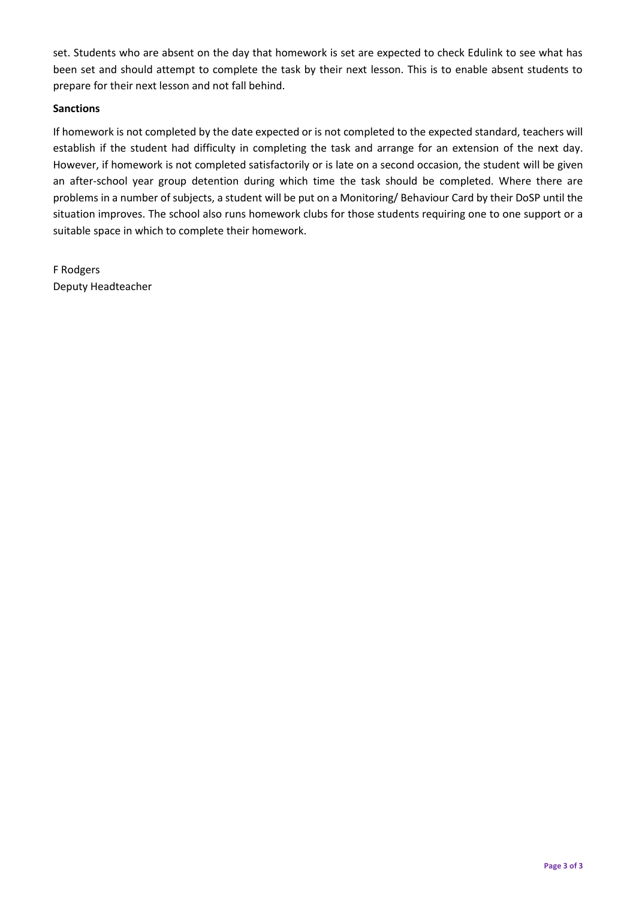set. Students who are absent on the day that homework is set are expected to check Edulink to see what has been set and should attempt to complete the task by their next lesson. This is to enable absent students to prepare for their next lesson and not fall behind.

**Sanctions**

If homework is not completed by the date expected or is not completed to the expected standard, teachers will establish if the student had difficulty in completing the task and arrange for an extension of the next day. However, if homework is not completed satisfactorily or is late on a second occasion, the student will be given an after-school year group detention during which time the task should be completed. Where there are problems in a number of subjects, a student will be put on a Monitoring/ Behaviour Card by their DoSP until the situation improves. The school also runs homework clubs for those students requiring one to one support or a suitable space in which to complete their homework.

F Rodgers
Deputy Headteacher